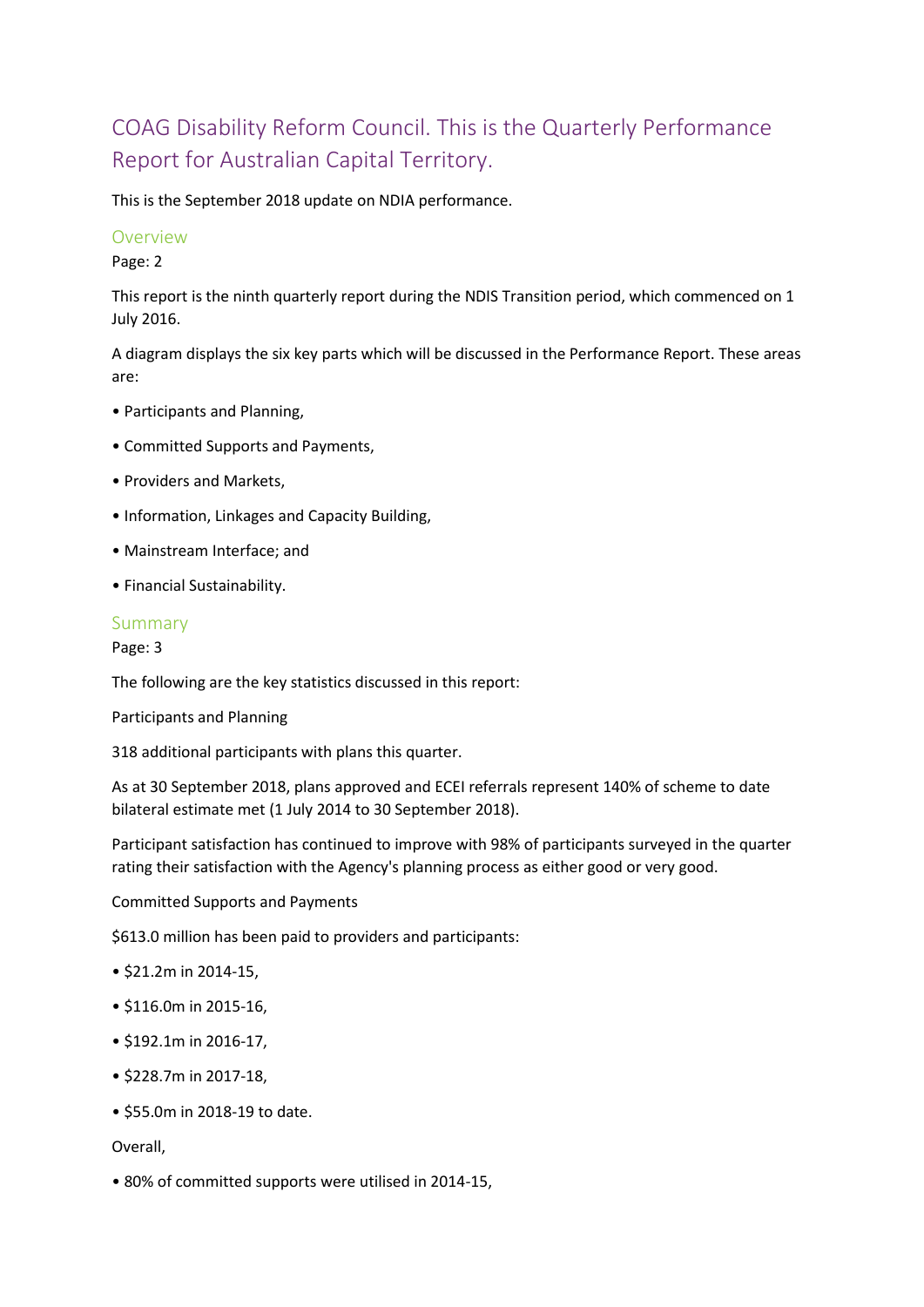# COAG Disability Reform Council. This is the Quarterly Performance Report for Australian Capital Territory.

This is the September 2018 update on NDIA performance.

## Overview

Page: 2

This report is the ninth quarterly report during the NDIS Transition period, which commenced on 1 July 2016.

A diagram displays the six key parts which will be discussed in the Performance Report. These areas are:

- Participants and Planning,
- Committed Supports and Payments,
- Providers and Markets,
- Information, Linkages and Capacity Building,
- Mainstream Interface; and
- Financial Sustainability.

## Summary

Page: 3

The following are the key statistics discussed in this report:

Participants and Planning

318 additional participants with plans this quarter.

As at 30 September 2018, plans approved and ECEI referrals represent 140% of scheme to date bilateral estimate met (1 July 2014 to 30 September 2018).

Participant satisfaction has continued to improve with 98% of participants surveyed in the quarter rating their satisfaction with the Agency's planning process as either good or very good.

Committed Supports and Payments

$613.0 million has been paid to providers and participants:

- $21.2m in 2014-15,
- $116.0m in 2015-16,
- $192.1m in 2016-17,
- $228.7m in 2017-18,
- $55.0m in 2018-19 to date.

Overall,

- 80% of committed supports were utilised in 2014-15,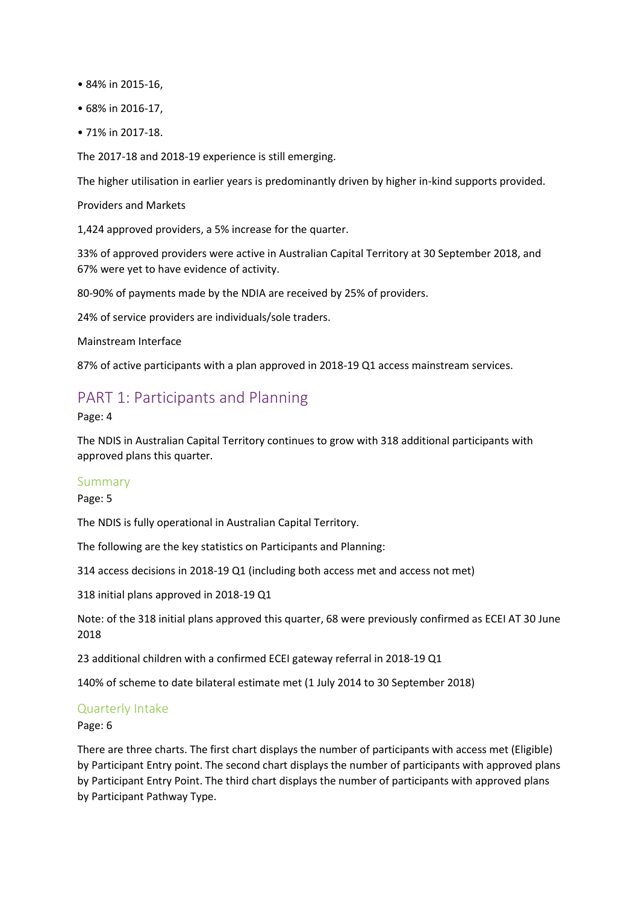- 84% in 2015-16,
- 68% in 2016-17,
- 71% in 2017-18.

The 2017-18 and 2018-19 experience is still emerging.

The higher utilisation in earlier years is predominantly driven by higher in-kind supports provided.

Providers and Markets

1,424 approved providers, a 5% increase for the quarter.

33% of approved providers were active in Australian Capital Territory at 30 September 2018, and 67% were yet to have evidence of activity.

80-90% of payments made by the NDIA are received by 25% of providers.

24% of service providers are individuals/sole traders.

Mainstream Interface

87% of active participants with a plan approved in 2018-19 Q1 access mainstream services.

# PART 1: Participants and Planning

Page: 4

The NDIS in Australian Capital Territory continues to grow with 318 additional participants with approved plans this quarter.

## Summary

Page: 5

The NDIS is fully operational in Australian Capital Territory.

The following are the key statistics on Participants and Planning:

314 access decisions in 2018-19 Q1 (including both access met and access not met)

318 initial plans approved in 2018-19 Q1

Note: of the 318 initial plans approved this quarter, 68 were previously confirmed as ECEI AT 30 June 2018

23 additional children with a confirmed ECEI gateway referral in 2018-19 Q1

140% of scheme to date bilateral estimate met (1 July 2014 to 30 September 2018)

## Quarterly Intake

Page: 6

There are three charts. The first chart displays the number of participants with access met (Eligible) by Participant Entry point. The second chart displays the number of participants with approved plans by Participant Entry Point. The third chart displays the number of participants with approved plans by Participant Pathway Type.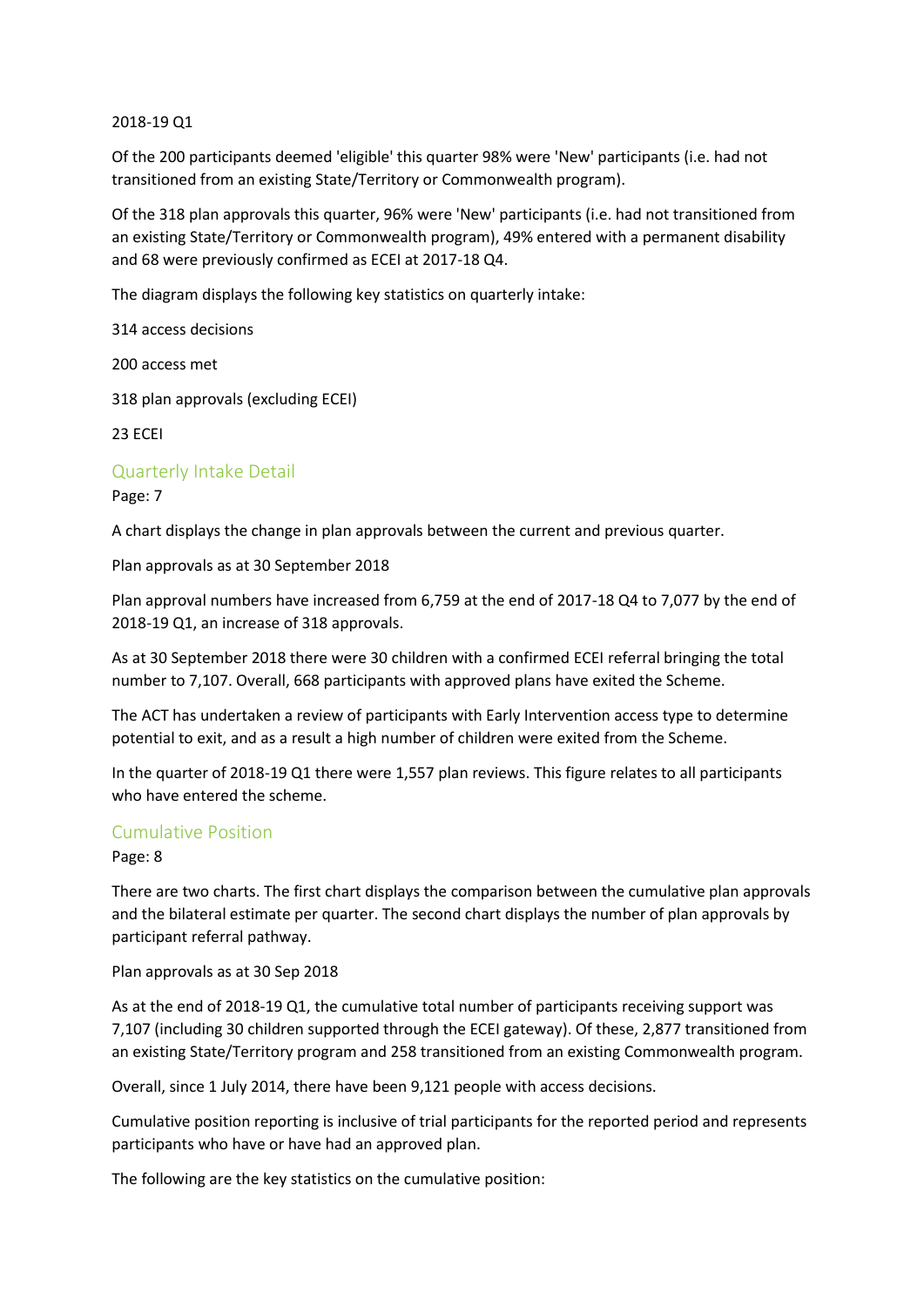2018-19 Q1

Of the 200 participants deemed 'eligible' this quarter 98% were 'New' participants (i.e. had not transitioned from an existing State/Territory or Commonwealth program).

Of the 318 plan approvals this quarter, 96% were 'New' participants (i.e. had not transitioned from an existing State/Territory or Commonwealth program), 49% entered with a permanent disability and 68 were previously confirmed as ECEI at 2017-18 Q4.

The diagram displays the following key statistics on quarterly intake:

314 access decisions

200 access met

318 plan approvals (excluding ECEI)

23 ECEI

## Quarterly Intake Detail

Page: 7

A chart displays the change in plan approvals between the current and previous quarter.

Plan approvals as at 30 September 2018

Plan approval numbers have increased from 6,759 at the end of 2017-18 Q4 to 7,077 by the end of 2018-19 Q1, an increase of 318 approvals.

As at 30 September 2018 there were 30 children with a confirmed ECEI referral bringing the total number to 7,107. Overall, 668 participants with approved plans have exited the Scheme.

The ACT has undertaken a review of participants with Early Intervention access type to determine potential to exit, and as a result a high number of children were exited from the Scheme.

In the quarter of 2018-19 Q1 there were 1,557 plan reviews. This figure relates to all participants who have entered the scheme.

## Cumulative Position

Page: 8

There are two charts. The first chart displays the comparison between the cumulative plan approvals and the bilateral estimate per quarter. The second chart displays the number of plan approvals by participant referral pathway.

Plan approvals as at 30 Sep 2018

As at the end of 2018-19 Q1, the cumulative total number of participants receiving support was 7,107 (including 30 children supported through the ECEI gateway). Of these, 2,877 transitioned from an existing State/Territory program and 258 transitioned from an existing Commonwealth program.

Overall, since 1 July 2014, there have been 9,121 people with access decisions.

Cumulative position reporting is inclusive of trial participants for the reported period and represents participants who have or have had an approved plan.

The following are the key statistics on the cumulative position: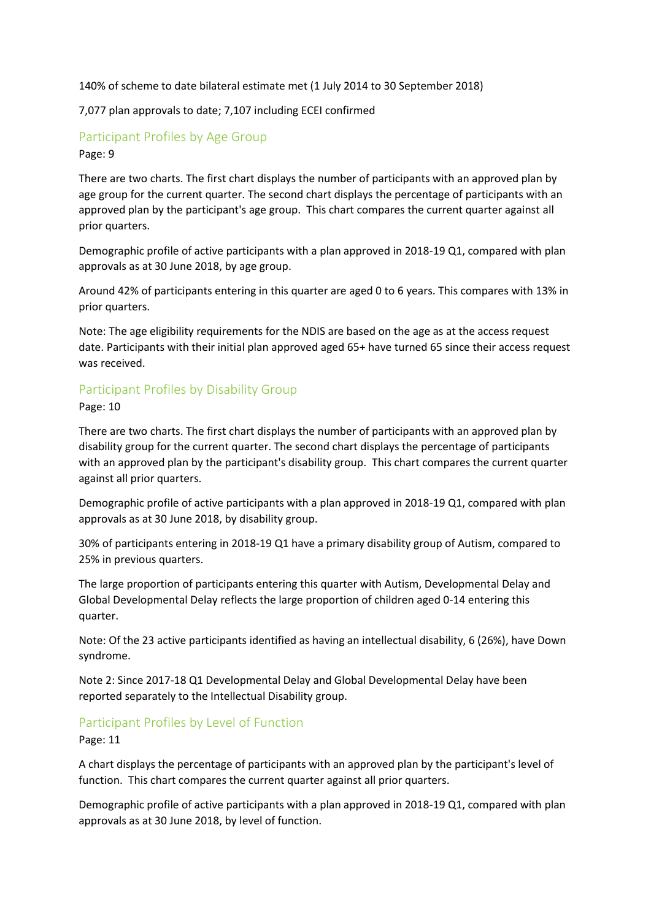140% of scheme to date bilateral estimate met (1 July 2014 to 30 September 2018)

7,077 plan approvals to date; 7,107 including ECEI confirmed

## Participant Profiles by Age Group

Page: 9

There are two charts. The first chart displays the number of participants with an approved plan by age group for the current quarter. The second chart displays the percentage of participants with an approved plan by the participant's age group. This chart compares the current quarter against all prior quarters.

Demographic profile of active participants with a plan approved in 2018-19 Q1, compared with plan approvals as at 30 June 2018, by age group.

Around 42% of participants entering in this quarter are aged 0 to 6 years. This compares with 13% in prior quarters.

Note: The age eligibility requirements for the NDIS are based on the age as at the access request date. Participants with their initial plan approved aged 65+ have turned 65 since their access request was received.

## Participant Profiles by Disability Group

Page: 10

There are two charts. The first chart displays the number of participants with an approved plan by disability group for the current quarter. The second chart displays the percentage of participants with an approved plan by the participant's disability group. This chart compares the current quarter against all prior quarters.

Demographic profile of active participants with a plan approved in 2018-19 Q1, compared with plan approvals as at 30 June 2018, by disability group.

30% of participants entering in 2018-19 Q1 have a primary disability group of Autism, compared to 25% in previous quarters.

The large proportion of participants entering this quarter with Autism, Developmental Delay and Global Developmental Delay reflects the large proportion of children aged 0-14 entering this quarter.

Note: Of the 23 active participants identified as having an intellectual disability, 6 (26%), have Down syndrome.

Note 2: Since 2017-18 Q1 Developmental Delay and Global Developmental Delay have been reported separately to the Intellectual Disability group.

## Participant Profiles by Level of Function

Page: 11

A chart displays the percentage of participants with an approved plan by the participant's level of function. This chart compares the current quarter against all prior quarters.

Demographic profile of active participants with a plan approved in 2018-19 Q1, compared with plan approvals as at 30 June 2018, by level of function.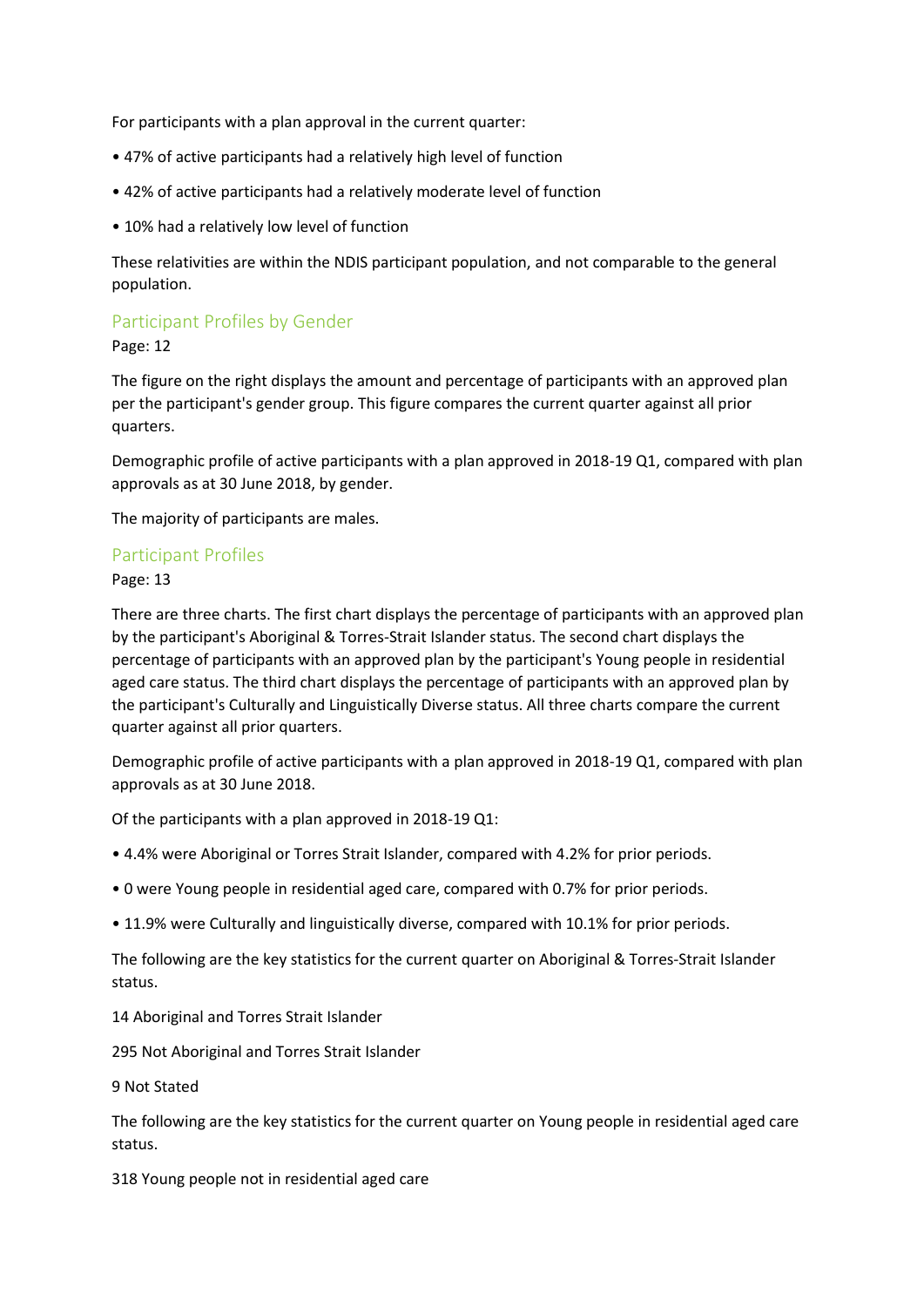For participants with a plan approval in the current quarter:

- 47% of active participants had a relatively high level of function
- 42% of active participants had a relatively moderate level of function
- 10% had a relatively low level of function

These relativities are within the NDIS participant population, and not comparable to the general population.

## Participant Profiles by Gender

Page: 12

The figure on the right displays the amount and percentage of participants with an approved plan per the participant's gender group. This figure compares the current quarter against all prior quarters.

Demographic profile of active participants with a plan approved in 2018-19 Q1, compared with plan approvals as at 30 June 2018, by gender.

The majority of participants are males.

## Participant Profiles

Page: 13

There are three charts. The first chart displays the percentage of participants with an approved plan by the participant's Aboriginal & Torres-Strait Islander status. The second chart displays the percentage of participants with an approved plan by the participant's Young people in residential aged care status. The third chart displays the percentage of participants with an approved plan by the participant's Culturally and Linguistically Diverse status. All three charts compare the current quarter against all prior quarters.

Demographic profile of active participants with a plan approved in 2018-19 Q1, compared with plan approvals as at 30 June 2018.

Of the participants with a plan approved in 2018-19 Q1:

- 4.4% were Aboriginal or Torres Strait Islander, compared with 4.2% for prior periods.
- 0 were Young people in residential aged care, compared with 0.7% for prior periods.
- 11.9% were Culturally and linguistically diverse, compared with 10.1% for prior periods.

The following are the key statistics for the current quarter on Aboriginal & Torres-Strait Islander status.

14 Aboriginal and Torres Strait Islander

295 Not Aboriginal and Torres Strait Islander

9 Not Stated

The following are the key statistics for the current quarter on Young people in residential aged care status.

318 Young people not in residential aged care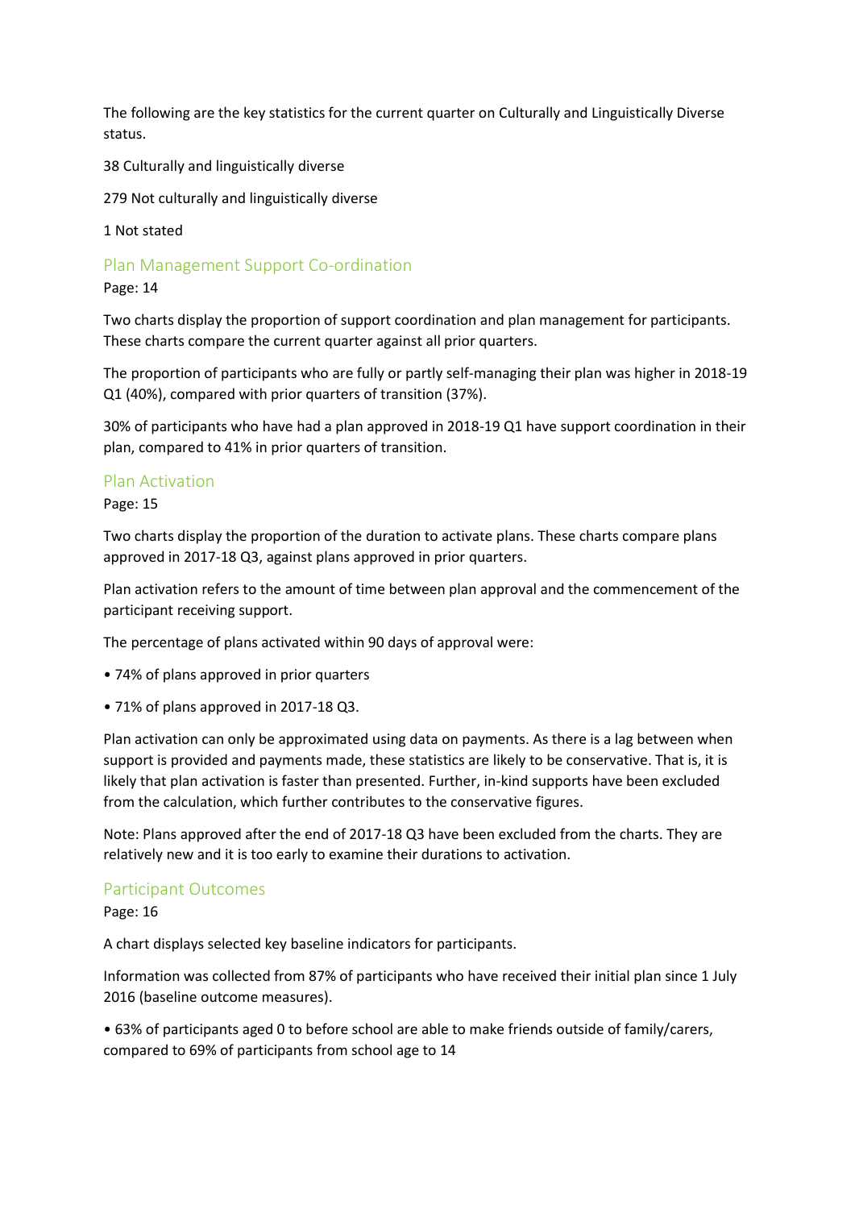The following are the key statistics for the current quarter on Culturally and Linguistically Diverse status.

38 Culturally and linguistically diverse

279 Not culturally and linguistically diverse

1 Not stated

## Plan Management Support Co-ordination

Page: 14

Two charts display the proportion of support coordination and plan management for participants. These charts compare the current quarter against all prior quarters.

The proportion of participants who are fully or partly self-managing their plan was higher in 2018-19 Q1 (40%), compared with prior quarters of transition (37%).

30% of participants who have had a plan approved in 2018-19 Q1 have support coordination in their plan, compared to 41% in prior quarters of transition.

## Plan Activation

Page: 15

Two charts display the proportion of the duration to activate plans. These charts compare plans approved in 2017-18 Q3, against plans approved in prior quarters.

Plan activation refers to the amount of time between plan approval and the commencement of the participant receiving support.

The percentage of plans activated within 90 days of approval were:

- 74% of plans approved in prior quarters
- 71% of plans approved in 2017-18 Q3.

Plan activation can only be approximated using data on payments. As there is a lag between when support is provided and payments made, these statistics are likely to be conservative. That is, it is likely that plan activation is faster than presented. Further, in-kind supports have been excluded from the calculation, which further contributes to the conservative figures.

Note: Plans approved after the end of 2017-18 Q3 have been excluded from the charts. They are relatively new and it is too early to examine their durations to activation.

## Participant Outcomes

Page: 16

A chart displays selected key baseline indicators for participants.

Information was collected from 87% of participants who have received their initial plan since 1 July 2016 (baseline outcome measures).

- 63% of participants aged 0 to before school are able to make friends outside of family/carers, compared to 69% of participants from school age to 14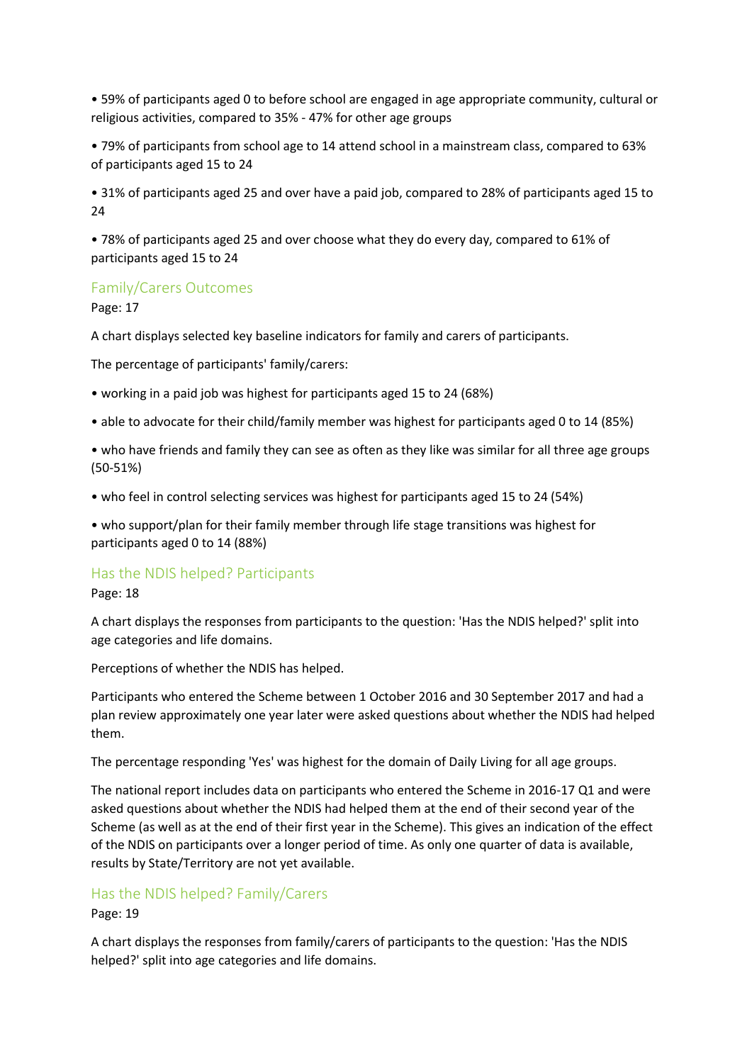- 59% of participants aged 0 to before school are engaged in age appropriate community, cultural or religious activities, compared to 35% - 47% for other age groups
- 79% of participants from school age to 14 attend school in a mainstream class, compared to 63% of participants aged 15 to 24
- 31% of participants aged 25 and over have a paid job, compared to 28% of participants aged 15 to 24
- 78% of participants aged 25 and over choose what they do every day, compared to 61% of participants aged 15 to 24

## Family/Carers Outcomes

Page: 17

A chart displays selected key baseline indicators for family and carers of participants.

The percentage of participants' family/carers:

- working in a paid job was highest for participants aged 15 to 24 (68%)
- able to advocate for their child/family member was highest for participants aged 0 to 14 (85%)
- who have friends and family they can see as often as they like was similar for all three age groups (50-51%)
- who feel in control selecting services was highest for participants aged 15 to 24 (54%)
- who support/plan for their family member through life stage transitions was highest for participants aged 0 to 14 (88%)

## Has the NDIS helped? Participants

Page: 18

A chart displays the responses from participants to the question: 'Has the NDIS helped?' split into age categories and life domains.

Perceptions of whether the NDIS has helped.

Participants who entered the Scheme between 1 October 2016 and 30 September 2017 and had a plan review approximately one year later were asked questions about whether the NDIS had helped them.

The percentage responding 'Yes' was highest for the domain of Daily Living for all age groups.

The national report includes data on participants who entered the Scheme in 2016-17 Q1 and were asked questions about whether the NDIS had helped them at the end of their second year of the Scheme (as well as at the end of their first year in the Scheme). This gives an indication of the effect of the NDIS on participants over a longer period of time. As only one quarter of data is available, results by State/Territory are not yet available.

## Has the NDIS helped? Family/Carers

Page: 19

A chart displays the responses from family/carers of participants to the question: 'Has the NDIS helped?' split into age categories and life domains.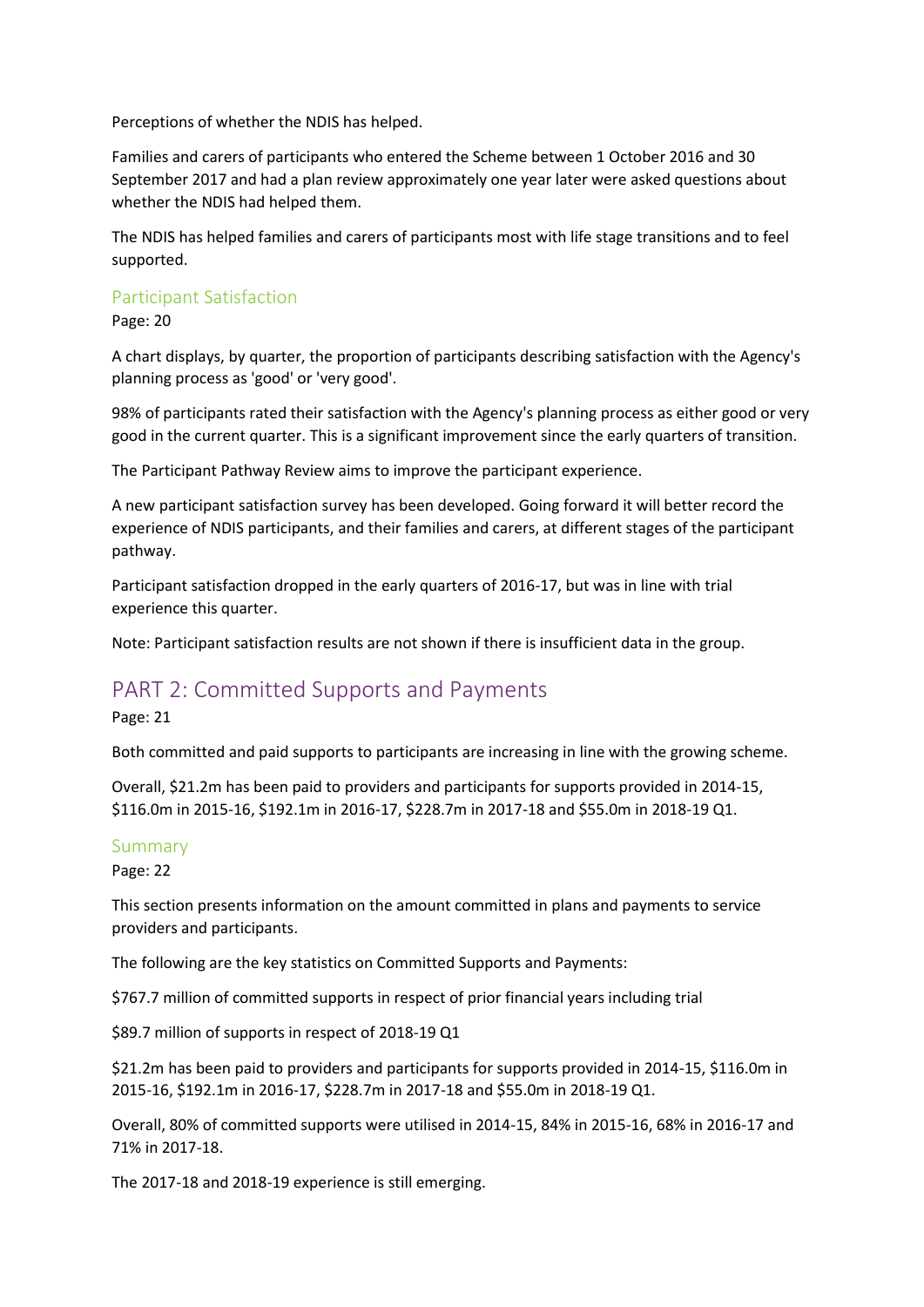Perceptions of whether the NDIS has helped.

Families and carers of participants who entered the Scheme between 1 October 2016 and 30 September 2017 and had a plan review approximately one year later were asked questions about whether the NDIS had helped them.

The NDIS has helped families and carers of participants most with life stage transitions and to feel supported.

### Participant Satisfaction

Page: 20

A chart displays, by quarter, the proportion of participants describing satisfaction with the Agency's planning process as 'good' or 'very good'.

98% of participants rated their satisfaction with the Agency's planning process as either good or very good in the current quarter. This is a significant improvement since the early quarters of transition.

The Participant Pathway Review aims to improve the participant experience.

A new participant satisfaction survey has been developed. Going forward it will better record the experience of NDIS participants, and their families and carers, at different stages of the participant pathway.

Participant satisfaction dropped in the early quarters of 2016-17, but was in line with trial experience this quarter.

Note: Participant satisfaction results are not shown if there is insufficient data in the group.

## PART 2: Committed Supports and Payments

Page: 21

Both committed and paid supports to participants are increasing in line with the growing scheme.

Overall, $21.2m has been paid to providers and participants for supports provided in 2014-15, $116.0m in 2015-16, $192.1m in 2016-17, $228.7m in 2017-18 and $55.0m in 2018-19 Q1.

### Summary

Page: 22

This section presents information on the amount committed in plans and payments to service providers and participants.

The following are the key statistics on Committed Supports and Payments:

$767.7 million of committed supports in respect of prior financial years including trial

$89.7 million of supports in respect of 2018-19 Q1

$21.2m has been paid to providers and participants for supports provided in 2014-15, $116.0m in 2015-16, $192.1m in 2016-17, $228.7m in 2017-18 and $55.0m in 2018-19 Q1.

Overall, 80% of committed supports were utilised in 2014-15, 84% in 2015-16, 68% in 2016-17 and 71% in 2017-18.

The 2017-18 and 2018-19 experience is still emerging.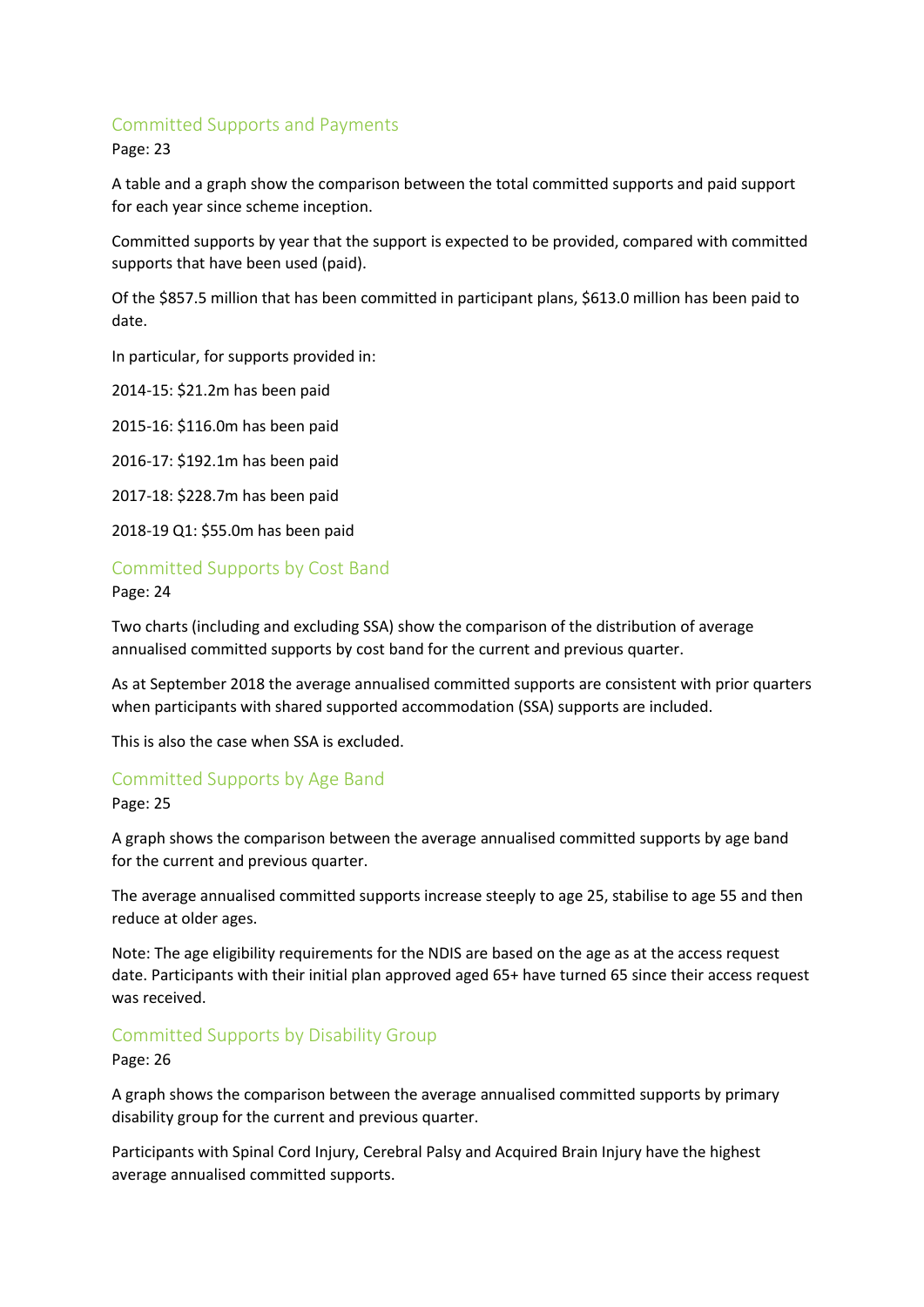## Committed Supports and Payments

Page: 23

A table and a graph show the comparison between the total committed supports and paid support for each year since scheme inception.

Committed supports by year that the support is expected to be provided, compared with committed supports that have been used (paid).

Of the $857.5 million that has been committed in participant plans, $613.0 million has been paid to date.

In particular, for supports provided in:

2014-15: $21.2m has been paid

2015-16: $116.0m has been paid

2016-17: $192.1m has been paid

2017-18: $228.7m has been paid

2018-19 Q1: $55.0m has been paid

## Committed Supports by Cost Band

Page: 24

Two charts (including and excluding SSA) show the comparison of the distribution of average annualised committed supports by cost band for the current and previous quarter.

As at September 2018 the average annualised committed supports are consistent with prior quarters when participants with shared supported accommodation (SSA) supports are included.

This is also the case when SSA is excluded.

## Committed Supports by Age Band

Page: 25

A graph shows the comparison between the average annualised committed supports by age band for the current and previous quarter.

The average annualised committed supports increase steeply to age 25, stabilise to age 55 and then reduce at older ages.

Note: The age eligibility requirements for the NDIS are based on the age as at the access request date. Participants with their initial plan approved aged 65+ have turned 65 since their access request was received.

## Committed Supports by Disability Group

Page: 26

A graph shows the comparison between the average annualised committed supports by primary disability group for the current and previous quarter.

Participants with Spinal Cord Injury, Cerebral Palsy and Acquired Brain Injury have the highest average annualised committed supports.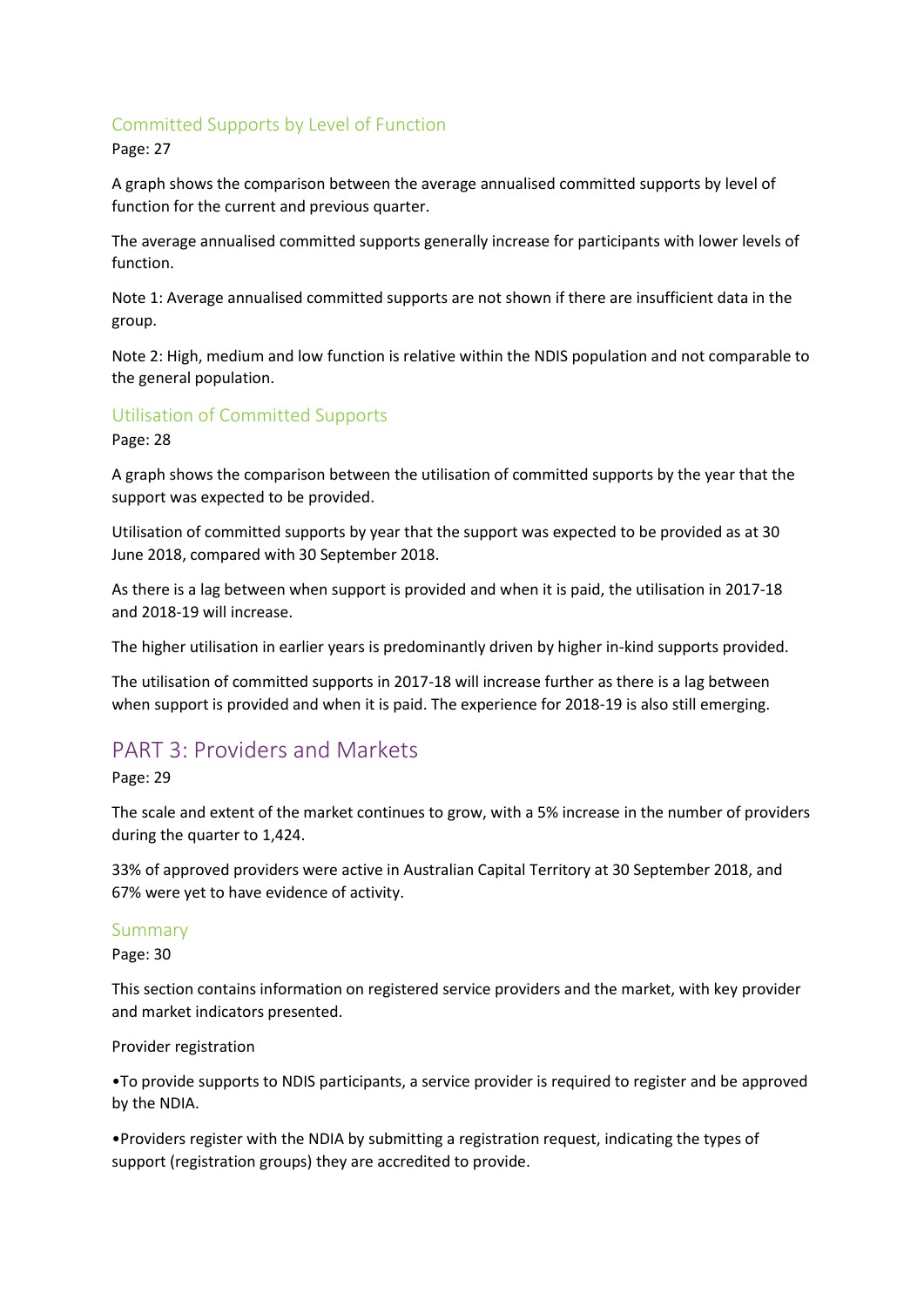## Committed Supports by Level of Function

Page: 27

A graph shows the comparison between the average annualised committed supports by level of function for the current and previous quarter.

The average annualised committed supports generally increase for participants with lower levels of function.

Note 1: Average annualised committed supports are not shown if there are insufficient data in the group.

Note 2: High, medium and low function is relative within the NDIS population and not comparable to the general population.

## Utilisation of Committed Supports

Page: 28

A graph shows the comparison between the utilisation of committed supports by the year that the support was expected to be provided.

Utilisation of committed supports by year that the support was expected to be provided as at 30 June 2018, compared with 30 September 2018.

As there is a lag between when support is provided and when it is paid, the utilisation in 2017-18 and 2018-19 will increase.

The higher utilisation in earlier years is predominantly driven by higher in-kind supports provided.

The utilisation of committed supports in 2017-18 will increase further as there is a lag between when support is provided and when it is paid. The experience for 2018-19 is also still emerging.

# PART 3: Providers and Markets

Page: 29

The scale and extent of the market continues to grow, with a 5% increase in the number of providers during the quarter to 1,424.

33% of approved providers were active in Australian Capital Territory at 30 September 2018, and 67% were yet to have evidence of activity.

## Summary

Page: 30

This section contains information on registered service providers and the market, with key provider and market indicators presented.

Provider registration

•To provide supports to NDIS participants, a service provider is required to register and be approved by the NDIA.

•Providers register with the NDIA by submitting a registration request, indicating the types of support (registration groups) they are accredited to provide.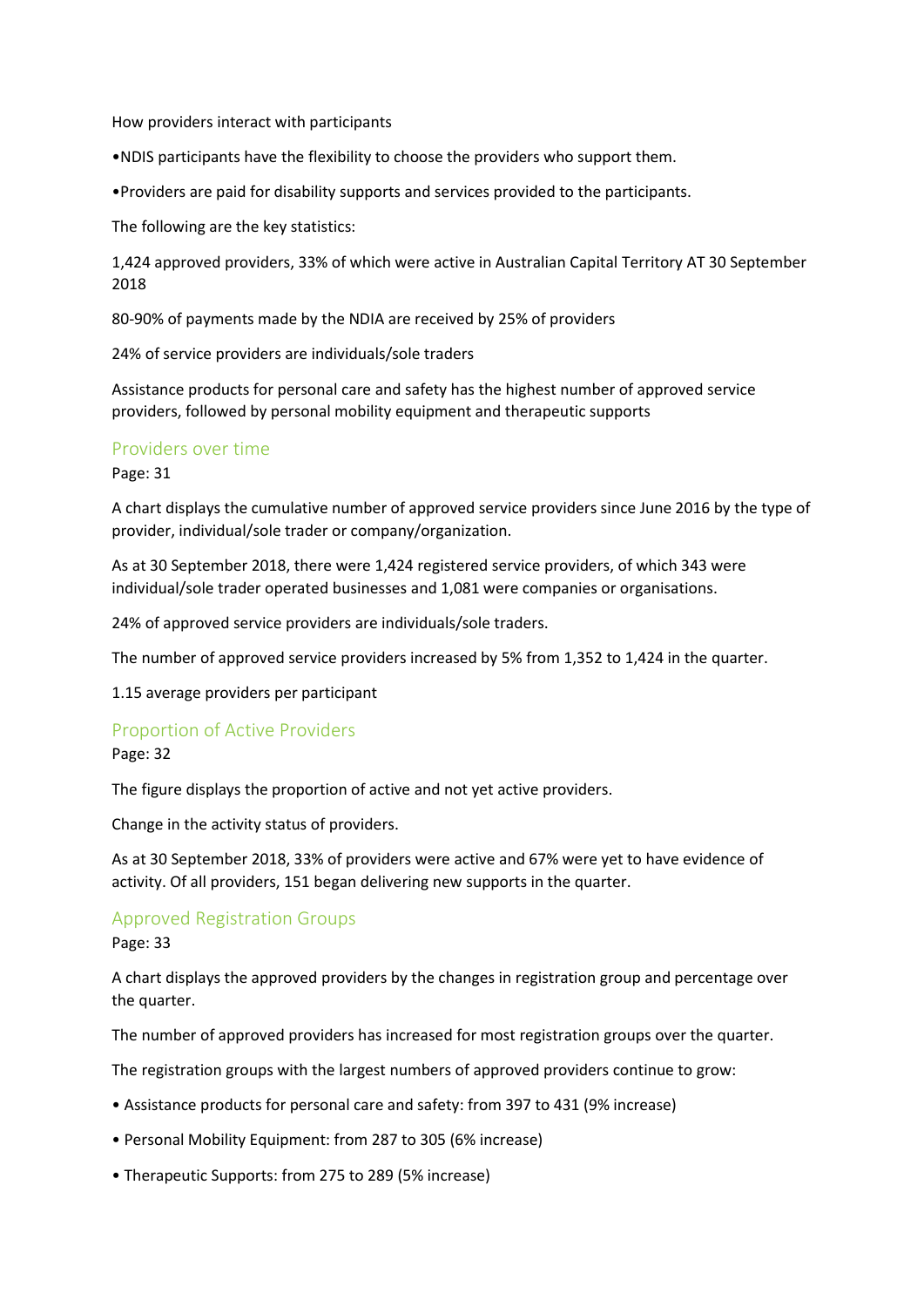How providers interact with participants

•NDIS participants have the flexibility to choose the providers who support them.

•Providers are paid for disability supports and services provided to the participants.

The following are the key statistics:

1,424 approved providers, 33% of which were active in Australian Capital Territory AT 30 September 2018

80-90% of payments made by the NDIA are received by 25% of providers

24% of service providers are individuals/sole traders

Assistance products for personal care and safety has the highest number of approved service providers, followed by personal mobility equipment and therapeutic supports

## Providers over time

Page: 31

A chart displays the cumulative number of approved service providers since June 2016 by the type of provider, individual/sole trader or company/organization.

As at 30 September 2018, there were 1,424 registered service providers, of which 343 were individual/sole trader operated businesses and 1,081 were companies or organisations.

24% of approved service providers are individuals/sole traders.

The number of approved service providers increased by 5% from 1,352 to 1,424 in the quarter.

1.15 average providers per participant

## Proportion of Active Providers

Page: 32

The figure displays the proportion of active and not yet active providers.

Change in the activity status of providers.

As at 30 September 2018, 33% of providers were active and 67% were yet to have evidence of activity. Of all providers, 151 began delivering new supports in the quarter.

## Approved Registration Groups

Page: 33

A chart displays the approved providers by the changes in registration group and percentage over the quarter.

The number of approved providers has increased for most registration groups over the quarter.

The registration groups with the largest numbers of approved providers continue to grow:

- Assistance products for personal care and safety: from 397 to 431 (9% increase)
- Personal Mobility Equipment: from 287 to 305 (6% increase)
- Therapeutic Supports: from 275 to 289 (5% increase)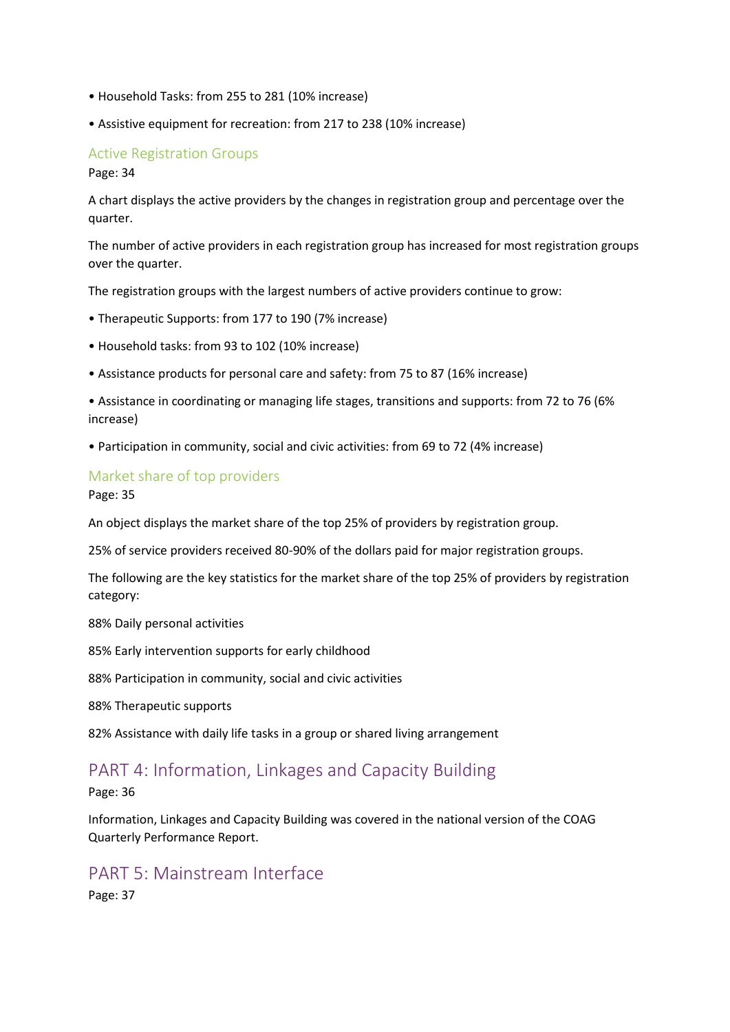- Household Tasks: from 255 to 281 (10% increase)
- Assistive equipment for recreation: from 217 to 238 (10% increase)

### Active Registration Groups

Page: 34

A chart displays the active providers by the changes in registration group and percentage over the quarter.

The number of active providers in each registration group has increased for most registration groups over the quarter.

The registration groups with the largest numbers of active providers continue to grow:

- Therapeutic Supports: from 177 to 190 (7% increase)
- Household tasks: from 93 to 102 (10% increase)
- Assistance products for personal care and safety: from 75 to 87 (16% increase)
- Assistance in coordinating or managing life stages, transitions and supports: from 72 to 76 (6% increase)
- Participation in community, social and civic activities: from 69 to 72 (4% increase)

### Market share of top providers

Page: 35

An object displays the market share of the top 25% of providers by registration group.

25% of service providers received 80-90% of the dollars paid for major registration groups.

The following are the key statistics for the market share of the top 25% of providers by registration category:

88% Daily personal activities

85% Early intervention supports for early childhood

88% Participation in community, social and civic activities

88% Therapeutic supports

82% Assistance with daily life tasks in a group or shared living arrangement

## PART 4: Information, Linkages and Capacity Building

Page: 36

Information, Linkages and Capacity Building was covered in the national version of the COAG Quarterly Performance Report.

## PART 5: Mainstream Interface

Page: 37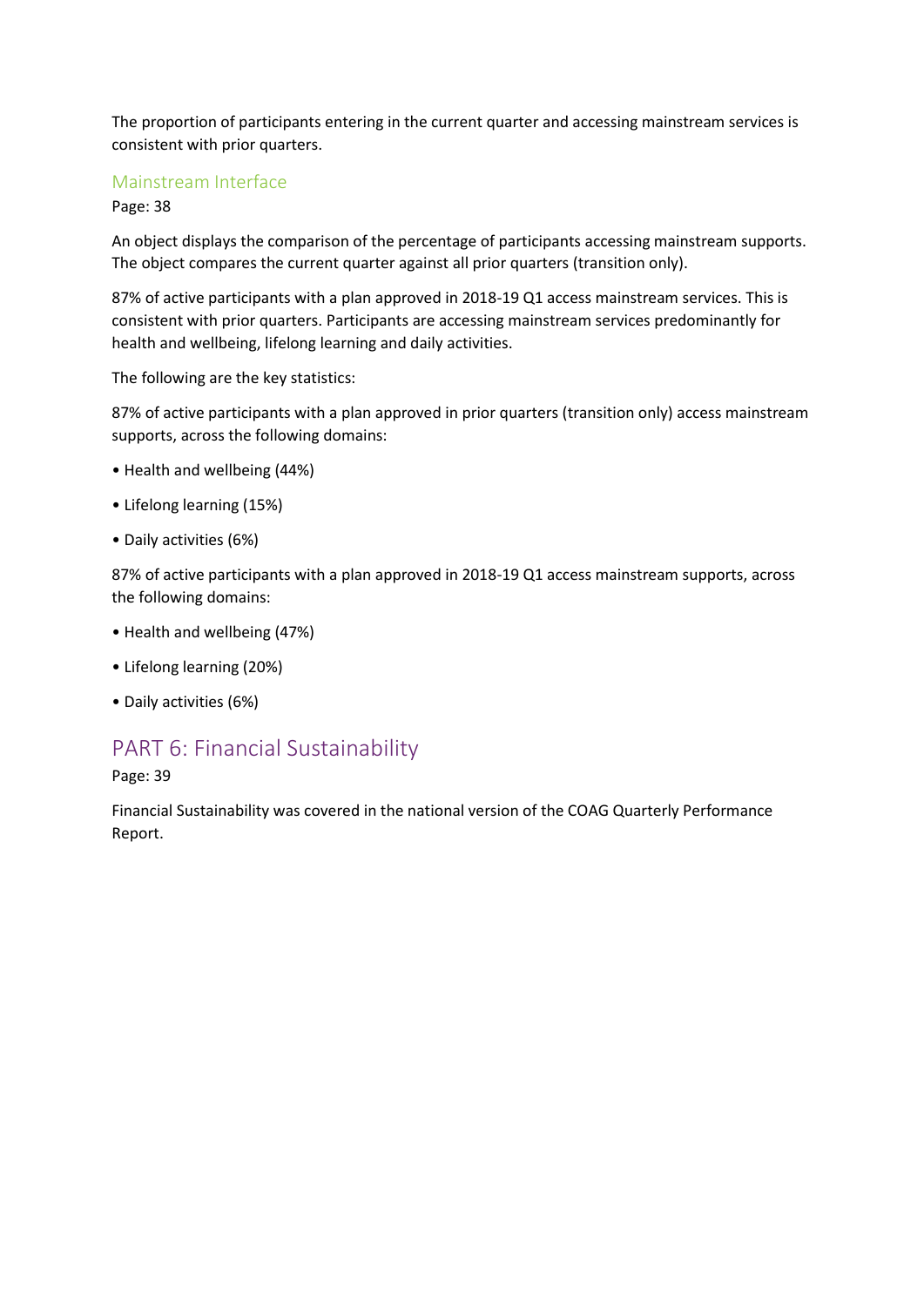The proportion of participants entering in the current quarter and accessing mainstream services is consistent with prior quarters.

### Mainstream Interface

Page: 38

An object displays the comparison of the percentage of participants accessing mainstream supports. The object compares the current quarter against all prior quarters (transition only).

87% of active participants with a plan approved in 2018-19 Q1 access mainstream services. This is consistent with prior quarters. Participants are accessing mainstream services predominantly for health and wellbeing, lifelong learning and daily activities.

The following are the key statistics:

87% of active participants with a plan approved in prior quarters (transition only) access mainstream supports, across the following domains:

- Health and wellbeing (44%)
- Lifelong learning (15%)
- Daily activities (6%)

87% of active participants with a plan approved in 2018-19 Q1 access mainstream supports, across the following domains:

- Health and wellbeing (47%)
- Lifelong learning (20%)
- Daily activities (6%)

## PART 6: Financial Sustainability

Page: 39

Financial Sustainability was covered in the national version of the COAG Quarterly Performance Report.